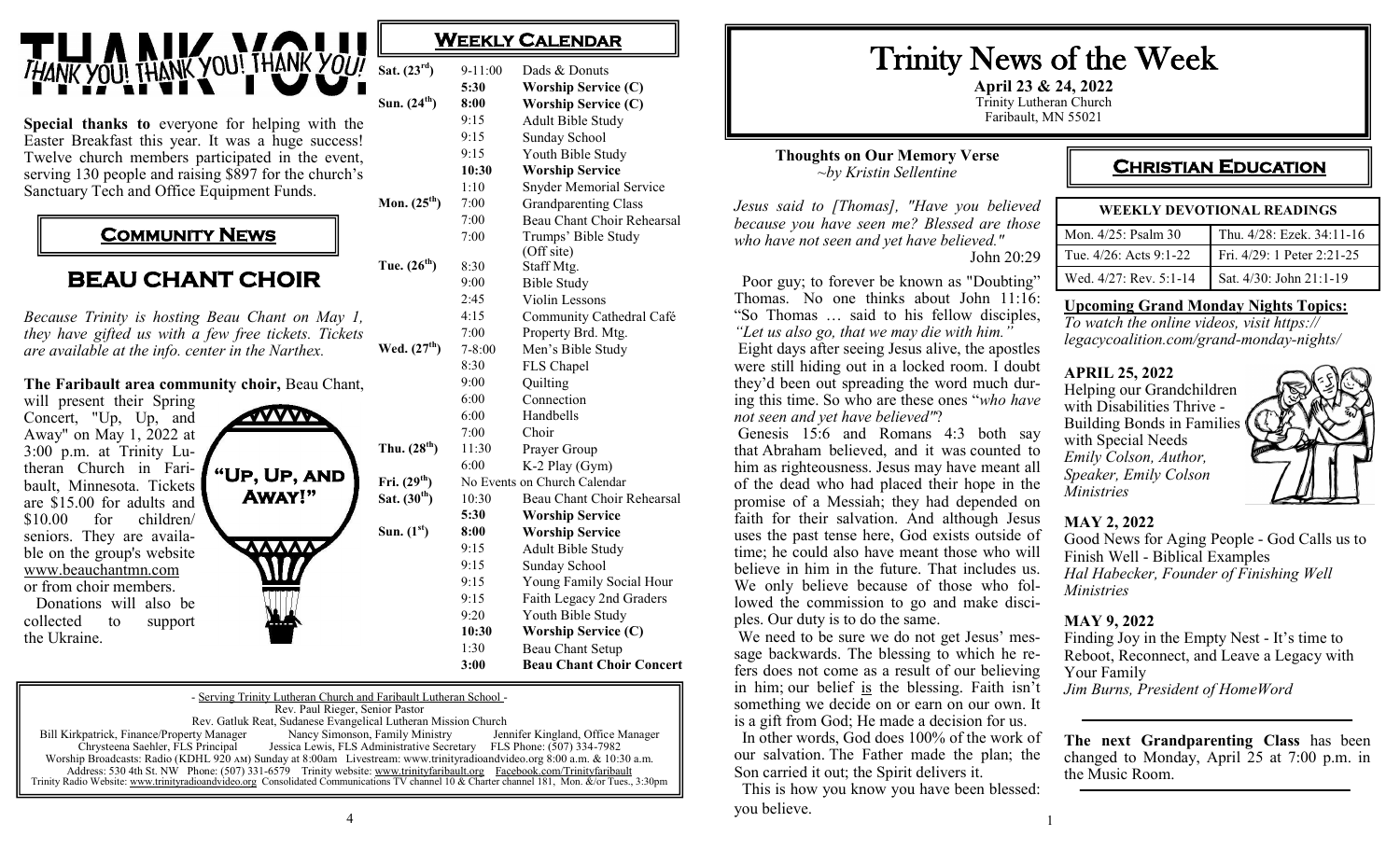# THANK YOU!

*THANK YOU! THANK YOU! THANK YOU!*

**Special thanks to** everyone for helping with the Easter Breakfast this year. It was a huge success! Twelve church members participated in the event, serving 130 people and raising $897 for the church's Sanctuary Tech and Office Equipment Funds.

## Community News

## BEAU CHANT CHOIR

*Because Trinity is hosting Beau Chant on May 1, they have gifted us with a few free tickets. Tickets are available at the info. center in the Narthex.*

**The Faribault area community choir,** Beau Chant, will present their Spring Concert, "Up, Up, and Away" on May 1, 2022 at 3:00 p.m. at Trinity Lutheran Church in Faribault, Minnesota. Tickets are $15.00 for adults and $10.00 for children/seniors. They are available on the group's website www.beauchantmn.com or from choir members.

Donations will also be collected to support the Ukraine.

"Up, Up, and Away!"

## Weekly Calendar

| Day | Time | Event |
|---|---|---|
| Sat. (23rd) | 9-11:00 | Dads & Donuts |
| | **5:30** | **Worship Service (C)** |
| Sun. (24th) | **8:00** | **Worship Service (C)** |
| | 9:15 | Adult Bible Study |
| | 9:15 | Sunday School |
| | 9:15 | Youth Bible Study |
| | **10:30** | **Worship Service** |
| | 1:10 | Snyder Memorial Service |
| Mon. (25th) | 7:00 | Grandparenting Class |
| | 7:00 | Beau Chant Choir Rehearsal |
| | 7:00 | Trumps' Bible Study (Off site) |
| Tue. (26th) | 8:30 | Staff Mtg. |
| | 9:00 | Bible Study |
| | 2:45 | Violin Lessons |
| | 4:15 | Community Cathedral Café |
| | 7:00 | Property Brd. Mtg. |
| Wed. (27th) | 7-8:00 | Men's Bible Study |
| | 8:30 | FLS Chapel |
| | 9:00 | Quilting |
| | 6:00 | Connection |
| | 6:00 | Handbells |
| | 7:00 | Choir |
| Thu. (28th) | 11:30 | Prayer Group |
| | 6:00 | K-2 Play (Gym) |
| Fri. (29th) | | No Events on Church Calendar |
| Sat. (30th) | 10:30 | Beau Chant Choir Rehearsal |
| | **5:30** | **Worship Service** |
| Sun. (1st) | **8:00** | **Worship Service** |
| | 9:15 | Adult Bible Study |
| | 9:15 | Sunday School |
| | 9:15 | Young Family Social Hour |
| | 9:15 | Faith Legacy 2nd Graders |
| | 9:20 | Youth Bible Study |
| | **10:30** | **Worship Service (C)** |
| | 1:30 | Beau Chant Setup |
| | **3:00** | **Beau Chant Choir Concert** |

- Serving Trinity Lutheran Church and Faribault Lutheran School -
Rev. Paul Rieger, Senior Pastor
Rev. Gatluk Reat, Sudanese Evangelical Lutheran Mission Church
Bill Kirkpatrick, Finance/Property Manager Nancy Simonson, Family Ministry Jennifer Kingland, Office Manager
Chrysteena Saehler, FLS Principal Jessica Lewis, FLS Administrative Secretary FLS Phone: (507) 334-7982
Worship Broadcasts: Radio (KDHL 920 AM) Sunday at 8:00am Livestream: www.trinityradioandvideo.org 8:00 a.m. & 10:30 a.m.
Address: 530 4th St. NW Phone: (507) 331-6579 Trinity website: www.trinityfaribault.org Facebook.com/Trinityfaribault
Trinity Radio Website: www.trinityradioandvideo.org Consolidated Communications TV channel 10 & Charter channel 181, Mon. &/or Tues., 3:30pm

# Trinity News of the Week

**April 23 & 24, 2022**
Trinity Lutheran Church
Faribault, MN 55021

### Thoughts on Our Memory Verse

*~by Kristin Sellentine*

*Jesus said to [Thomas], "Have you believed because you have seen me? Blessed are those who have not seen and yet have believed."* John 20:29

Poor guy; to forever be known as "Doubting" Thomas. No one thinks about John 11:16: "So Thomas … said to his fellow disciples, *"Let us also go, that we may die with him."*

Eight days after seeing Jesus alive, the apostles were still hiding out in a locked room. I doubt they'd been out spreading the word much during this time. So who are these ones "*who have not seen and yet have believed"*?

Genesis 15:6 and Romans 4:3 both say that Abraham believed, and it was counted to him as righteousness. Jesus may have meant all of the dead who had placed their hope in the promise of a Messiah; they had depended on faith for their salvation. And although Jesus uses the past tense here, God exists outside of time; he could also have meant those who will believe in him in the future. That includes us. We only believe because of those who followed the commission to go and make disciples. Our duty is to do the same.

We need to be sure we do not get Jesus' message backwards. The blessing to which he refers does not come as a result of our believing in him; our belief is the blessing. Faith isn't something we decide on or earn on our own. It is a gift from God; He made a decision for us.

In other words, God does 100% of the work of our salvation. The Father made the plan; the Son carried it out; the Spirit delivers it.

This is how you know you have been blessed: you believe.

## Christian Education

| WEEKLY DEVOTIONAL READINGS | |
|---|---|
| Mon. 4/25: Psalm 30 | Thu. 4/28: Ezek. 34:11-16 |
| Tue. 4/26: Acts 9:1-22 | Fri. 4/29: 1 Peter 2:21-25 |
| Wed. 4/27: Rev. 5:1-14 | Sat. 4/30: John 21:1-19 |

**Upcoming Grand Monday Nights Topics:**

*To watch the online videos, visit https://legacycoalition.com/grand-monday-nights/*

**APRIL 25, 2022**
Helping our Grandchildren with Disabilities Thrive - Building Bonds in Families with Special Needs
*Emily Colson, Author, Speaker, Emily Colson Ministries*

**MAY 2, 2022**
Good News for Aging People - God Calls us to Finish Well - Biblical Examples
*Hal Habecker, Founder of Finishing Well Ministries*

**MAY 9, 2022**
Finding Joy in the Empty Nest - It's time to Reboot, Reconnect, and Leave a Legacy with Your Family
*Jim Burns, President of HomeWord*

**The next Grandparenting Class** has been changed to Monday, April 25 at 7:00 p.m. in the Music Room.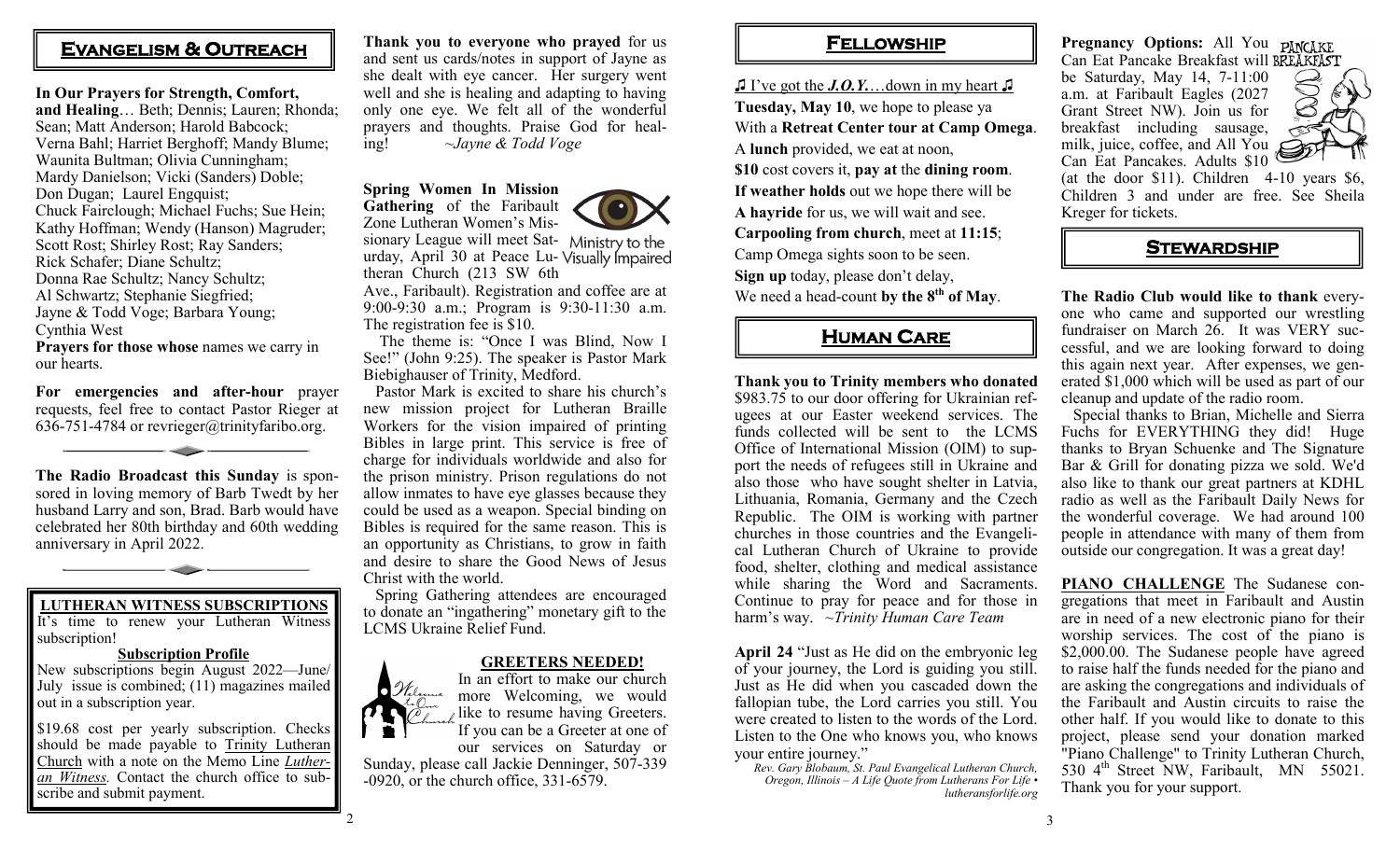## Evangelism & Outreach

**In Our Prayers for Strength, Comfort, and Healing**… Beth; Dennis; Lauren; Rhonda; Sean; Matt Anderson; Harold Babcock; Verna Bahl; Harriet Berghoff; Mandy Blume; Waunita Bultman; Olivia Cunningham; Mardy Danielson; Vicki (Sanders) Doble; Don Dugan; Laurel Engquist; Chuck Fairclough; Michael Fuchs; Sue Hein; Kathy Hoffman; Wendy (Hanson) Magruder; Scott Rost; Shirley Rost; Ray Sanders; Rick Schafer; Diane Schultz; Donna Rae Schultz; Nancy Schultz; Al Schwartz; Stephanie Siegfried; Jayne & Todd Voge; Barbara Young; Cynthia West

**Prayers for those whose** names we carry in our hearts.

**For emergencies and after-hour** prayer requests, feel free to contact Pastor Rieger at 636-751-4784 or revrieger@trinityfaribo.org.

**The Radio Broadcast this Sunday** is sponsored in loving memory of Barb Twedt by her husband Larry and son, Brad. Barb would have celebrated her 80th birthday and 60th wedding anniversary in April 2022.

**LUTHERAN WITNESS SUBSCRIPTIONS**

It's time to renew your Lutheran Witness subscription!

**Subscription Profile**

New subscriptions begin August 2022—June/July issue is combined; (11) magazines mailed out in a subscription year.

$19.68 cost per yearly subscription. Checks should be made payable to Trinity Lutheran Church with a note on the Memo Line *Lutheran Witness*. Contact the church office to subscribe and submit payment.

**Thank you to everyone who prayed** for us and sent us cards/notes in support of Jayne as she dealt with eye cancer. Her surgery went well and she is healing and adapting to having only one eye. We felt all of the wonderful prayers and thoughts. Praise God for healing! *~Jayne & Todd Voge*

**Spring Women In Mission Gathering** of the Faribault Zone Lutheran Women's Missionary League will meet Saturday, April 30 at Peace Lutheran Church (213 SW 6th Ave., Faribault). Registration and coffee are at 9:00-9:30 a.m.; Program is 9:30-11:30 a.m. The registration fee is $10.

Ministry to the Visually Impaired

The theme is: "Once I was Blind, Now I See!" (John 9:25). The speaker is Pastor Mark Biebighauser of Trinity, Medford.

Pastor Mark is excited to share his church's new mission project for Lutheran Braille Workers for the vision impaired of printing Bibles in large print. This service is free of charge for individuals worldwide and also for the prison ministry. Prison regulations do not allow inmates to have eye glasses because they could be used as a weapon. Special binding on Bibles is required for the same reason. This is an opportunity as Christians, to grow in faith and desire to share the Good News of Jesus Christ with the world.

Spring Gathering attendees are encouraged to donate an "ingathering" monetary gift to the LCMS Ukraine Relief Fund.

**GREETERS NEEDED!**

In an effort to make our church more Welcoming, we would like to resume having Greeters. If you can be a Greeter at one of our services on Saturday or Sunday, please call Jackie Denninger, 507-339-0920, or the church office, 331-6579.

## Fellowship

♫ I've got the ***J.O.Y.***….down in my heart ♫

**Tuesday, May 10**, we hope to please ya
With a **Retreat Center tour at Camp Omega**.
A **lunch** provided, we eat at noon,
**$10** cost covers it, **pay at** the **dining room**.
**If weather holds** out we hope there will be
**A hayride** for us, we will wait and see.
**Carpooling from church**, meet at **11:15**;
Camp Omega sights soon to be seen.
**Sign up** today, please don't delay,
We need a head-count **by the 8th of May**.

## Human Care

**Thank you to Trinity members who donated** $983.75 to our door offering for Ukrainian refugees at our Easter weekend services. The funds collected will be sent to the LCMS Office of International Mission (OIM) to support the needs of refugees still in Ukraine and also those who have sought shelter in Latvia, Lithuania, Romania, Germany and the Czech Republic. The OIM is working with partner churches in those countries and the Evangelical Lutheran Church of Ukraine to provide food, shelter, clothing and medical assistance while sharing the Word and Sacraments. Continue to pray for peace and for those in harm's way. *~Trinity Human Care Team*

**April 24** "Just as He did on the embryonic leg of your journey, the Lord is guiding you still. Just as He did when you cascaded down the fallopian tube, the Lord carries you still. You were created to listen to the words of the Lord. Listen to the One who knows you, who knows your entire journey."

*Rev. Gary Blobaum, St. Paul Evangelical Lutheran Church, Oregon, Illinois – A Life Quote from Lutherans For Life • lutheransforlife.org*

**Pregnancy Options:** All You Can Eat Pancake Breakfast will be Saturday, May 14, 7-11:00 a.m. at Faribault Eagles (2027 Grant Street NW). Join us for breakfast including sausage, milk, juice, coffee, and All You Can Eat Pancakes. Adults $10 (at the door $11). Children 4-10 years $6, Children 3 and under are free. See Sheila Kreger for tickets.

## Stewardship

**The Radio Club would like to thank** everyone who came and supported our wrestling fundraiser on March 26. It was VERY successful, and we are looking forward to doing this again next year. After expenses, we generated $1,000 which will be used as part of our cleanup and update of the radio room.

Special thanks to Brian, Michelle and Sierra Fuchs for EVERYTHING they did! Huge thanks to Bryan Schuenke and The Signature Bar & Grill for donating pizza we sold. We'd also like to thank our great partners at KDHL radio as well as the Faribault Daily News for the wonderful coverage. We had around 100 people in attendance with many of them from outside our congregation. It was a great day!

**PIANO CHALLENGE** The Sudanese congregations that meet in Faribault and Austin are in need of a new electronic piano for their worship services. The cost of the piano is $2,000.00. The Sudanese people have agreed to raise half the funds needed for the piano and are asking the congregations and individuals of the Faribault and Austin circuits to raise the other half. If you would like to donate to this project, please send your donation marked "Piano Challenge" to Trinity Lutheran Church, 530 4th Street NW, Faribault, MN 55021. Thank you for your support.